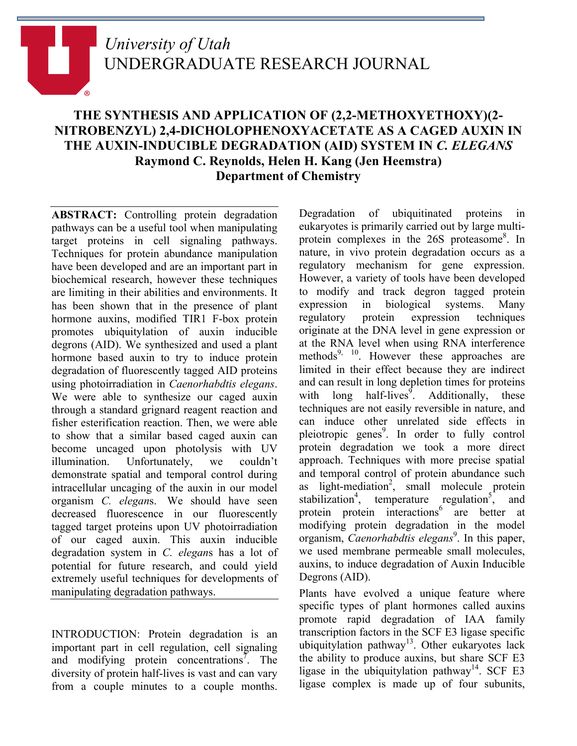University of Utah

UNDERGRADUATE RESEARCH JOURNAL

# THE SYNTHESIS AND APPLICATION OF (2,2-METHOXYETHOXY)(2-NITROBENZYL) 2,4-DICHOLOPHENOXYACETATE AS A CAGED AUXIN IN THE AUXIN-INDUCIBLE DEGRADATION (AID) SYSTEM IN *C. ELEGANS*

**Raymond C. Reynolds, Helen H. Kang (Jen Heemstra)**

**Department of Chemistry**

**ABSTRACT:** Controlling protein degradation pathways can be a useful tool when manipulating target proteins in cell signaling pathways. Techniques for protein abundance manipulation have been developed and are an important part in biochemical research, however these techniques are limiting in their abilities and environments. It has been shown that in the presence of plant hormone auxins, modified TIR1 F-box protein promotes ubiquitylation of auxin inducible degrons (AID). We synthesized and used a plant hormone based auxin to try to induce protein degradation of fluorescently tagged AID proteins using photoirradiation in *Caenorhabdtis elegans*. We were able to synthesize our caged auxin through a standard grignard reagent reaction and fisher esterification reaction. Then, we were able to show that a similar based caged auxin can become uncaged upon photolysis with UV illumination. Unfortunately, we couldn't demonstrate spatial and temporal control during intracellular uncaging of the auxin in our model organism *C. elegan*s. We should have seen decreased fluorescence in our fluorescently tagged target proteins upon UV photoirradiation of our caged auxin. This auxin inducible degradation system in *C. elegan*s has a lot of potential for future research, and could yield extremely useful techniques for developments of manipulating degradation pathways.

INTRODUCTION: Protein degradation is an important part in cell regulation, cell signaling and modifying protein concentrations[7]. The diversity of protein half-lives is vast and can vary from a couple minutes to a couple months. Degradation of ubiquitinated proteins in eukaryotes is primarily carried out by large multi-protein complexes in the 26S proteasome[8]. In nature, in vivo protein degradation occurs as a regulatory mechanism for gene expression. However, a variety of tools have been developed to modify and track degron tagged protein expression in biological systems. Many regulatory protein expression techniques originate at the DNA level in gene expression or at the RNA level when using RNA interference methods[9, 10]. However these approaches are limited in their effect because they are indirect and can result in long depletion times for proteins with long half-lives[9]. Additionally, these techniques are not easily reversible in nature, and can induce other unrelated side effects in pleiotropic genes[9]. In order to fully control protein degradation we took a more direct approach. Techniques with more precise spatial and temporal control of protein abundance such as light-mediation[2], small molecule protein stabilization[4], temperature regulation[5], and protein protein interactions[6] are better at modifying protein degradation in the model organism, *Caenorhabdtis elegans*[9]. In this paper, we used membrane permeable small molecules, auxins, to induce degradation of Auxin Inducible Degrons (AID).

Plants have evolved a unique feature where specific types of plant hormones called auxins promote rapid degradation of IAA family transcription factors in the SCF E3 ligase specific ubiquitylation pathway[13]. Other eukaryotes lack the ability to produce auxins, but share SCF E3 ligase in the ubiquitylation pathway[14]. SCF E3 ligase complex is made up of four subunits,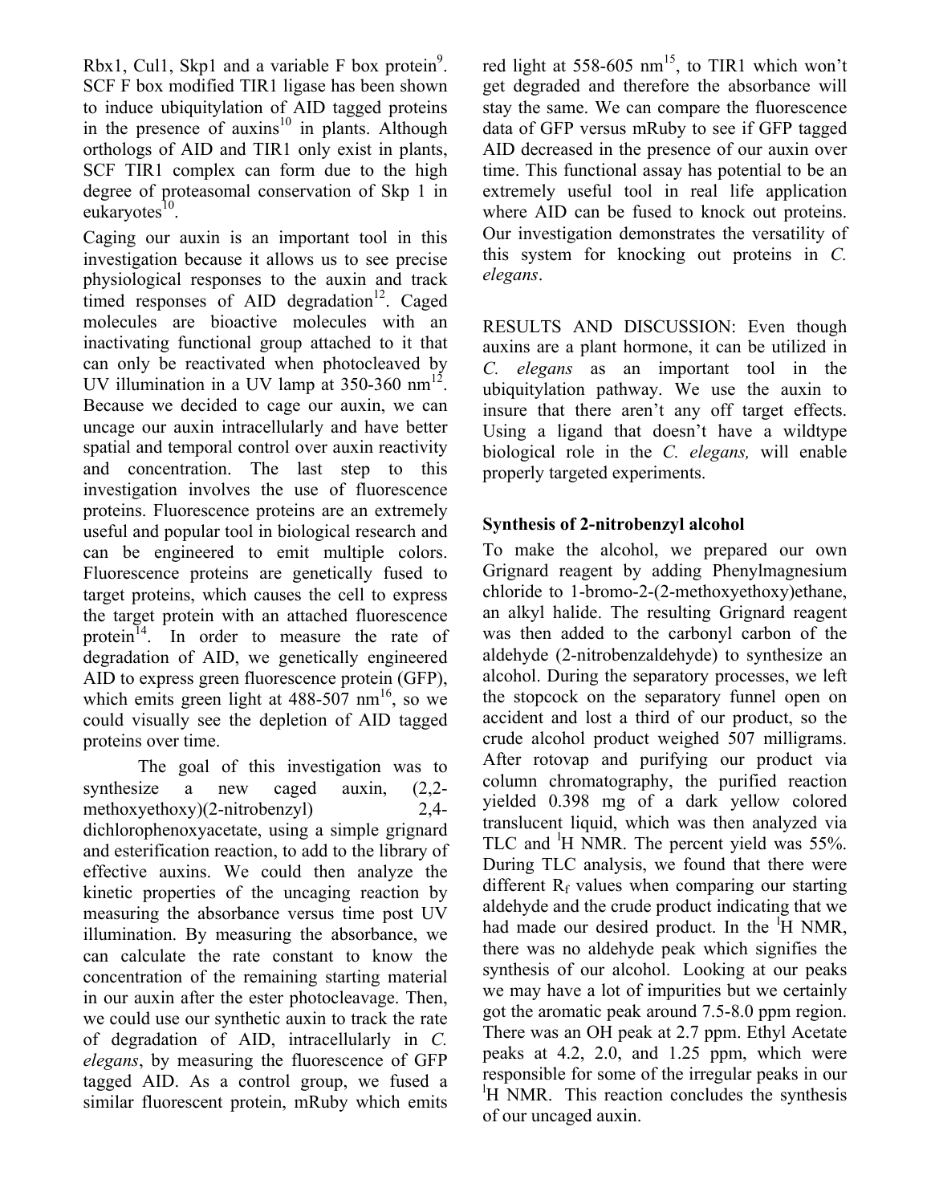Rbx1, Cul1, Skp1 and a variable F box protein[9]. SCF F box modified TIR1 ligase has been shown to induce ubiquitylation of AID tagged proteins in the presence of auxins[10] in plants. Although orthologs of AID and TIR1 only exist in plants, SCF TIR1 complex can form due to the high degree of proteasomal conservation of Skp 1 in eukaryotes[10].

Caging our auxin is an important tool in this investigation because it allows us to see precise physiological responses to the auxin and track timed responses of AID degradation[12]. Caged molecules are bioactive molecules with an inactivating functional group attached to it that can only be reactivated when photocleaved by UV illumination in a UV lamp at 350-360 nm[12]. Because we decided to cage our auxin, we can uncage our auxin intracellularly and have better spatial and temporal control over auxin reactivity and concentration. The last step to this investigation involves the use of fluorescence proteins. Fluorescence proteins are an extremely useful and popular tool in biological research and can be engineered to emit multiple colors. Fluorescence proteins are genetically fused to target proteins, which causes the cell to express the target protein with an attached fluorescence protein[14]. In order to measure the rate of degradation of AID, we genetically engineered AID to express green fluorescence protein (GFP), which emits green light at 488-507 nm[16], so we could visually see the depletion of AID tagged proteins over time.

The goal of this investigation was to synthesize a new caged auxin, (2,2-methoxyethoxy)(2-nitrobenzyl) 2,4-dichlorophenoxyacetate, using a simple grignard and esterification reaction, to add to the library of effective auxins. We could then analyze the kinetic properties of the uncaging reaction by measuring the absorbance versus time post UV illumination. By measuring the absorbance, we can calculate the rate constant to know the concentration of the remaining starting material in our auxin after the ester photocleavage. Then, we could use our synthetic auxin to track the rate of degradation of AID, intracellularly in *C. elegans*, by measuring the fluorescence of GFP tagged AID. As a control group, we fused a similar fluorescent protein, mRuby which emits red light at 558-605 nm[15], to TIR1 which won't get degraded and therefore the absorbance will stay the same. We can compare the fluorescence data of GFP versus mRuby to see if GFP tagged AID decreased in the presence of our auxin over time. This functional assay has potential to be an extremely useful tool in real life application where AID can be fused to knock out proteins. Our investigation demonstrates the versatility of this system for knocking out proteins in *C. elegans*.

RESULTS AND DISCUSSION: Even though auxins are a plant hormone, it can be utilized in *C. elegans* as an important tool in the ubiquitylation pathway. We use the auxin to insure that there aren't any off target effects. Using a ligand that doesn't have a wildtype biological role in the *C. elegans,* will enable properly targeted experiments.

### Synthesis of 2-nitrobenzyl alcohol

To make the alcohol, we prepared our own Grignard reagent by adding Phenylmagnesium chloride to 1-bromo-2-(2-methoxyethoxy)ethane, an alkyl halide. The resulting Grignard reagent was then added to the carbonyl carbon of the aldehyde (2-nitrobenzaldehyde) to synthesize an alcohol. During the separatory processes, we left the stopcock on the separatory funnel open on accident and lost a third of our product, so the crude alcohol product weighed 507 milligrams. After rotovap and purifying our product via column chromatography, the purified reaction yielded 0.398 mg of a dark yellow colored translucent liquid, which was then analyzed via TLC and $^1$H NMR. The percent yield was 55%. During TLC analysis, we found that there were different $R_f$ values when comparing our starting aldehyde and the crude product indicating that we had made our desired product. In the $^1$H NMR, there was no aldehyde peak which signifies the synthesis of our alcohol. Looking at our peaks we may have a lot of impurities but we certainly got the aromatic peak around 7.5-8.0 ppm region. There was an OH peak at 2.7 ppm. Ethyl Acetate peaks at 4.2, 2.0, and 1.25 ppm, which were responsible for some of the irregular peaks in our $^1$H NMR. This reaction concludes the synthesis of our uncaged auxin.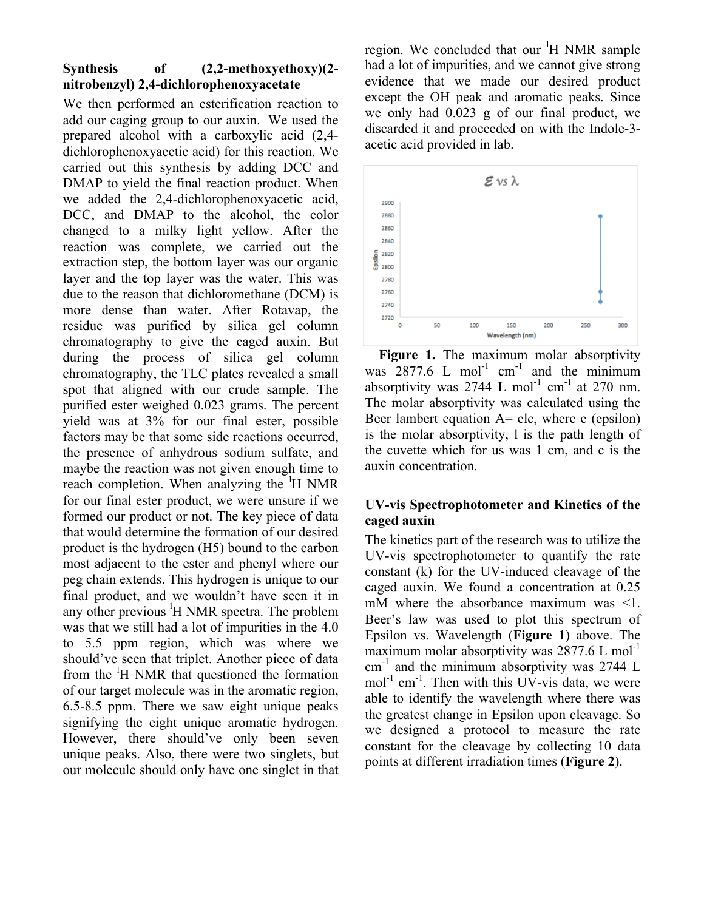### Synthesis of (2,2-methoxyethoxy)(2-nitrobenzyl) 2,4-dichlorophenoxyacetate

We then performed an esterification reaction to add our caging group to our auxin. We used the prepared alcohol with a carboxylic acid (2,4-dichlorophenoxyacetic acid) for this reaction. We carried out this synthesis by adding DCC and DMAP to yield the final reaction product. When we added the 2,4-dichlorophenoxyacetic acid, DCC, and DMAP to the alcohol, the color changed to a milky light yellow. After the reaction was complete, we carried out the extraction step, the bottom layer was our organic layer and the top layer was the water. This was due to the reason that dichloromethane (DCM) is more dense than water. After Rotavap, the residue was purified by silica gel column chromatography to give the caged auxin. But during the process of silica gel column chromatography, the TLC plates revealed a small spot that aligned with our crude sample. The purified ester weighed 0.023 grams. The percent yield was at 3% for our final ester, possible factors may be that some side reactions occurred, the presence of anhydrous sodium sulfate, and maybe the reaction was not given enough time to reach completion. When analyzing the $^{1}$H NMR for our final ester product, we were unsure if we formed our product or not. The key piece of data that would determine the formation of our desired product is the hydrogen (H5) bound to the carbon most adjacent to the ester and phenyl where our peg chain extends. This hydrogen is unique to our final product, and we wouldn't have seen it in any other previous $^{1}$H NMR spectra. The problem was that we still had a lot of impurities in the 4.0 to 5.5 ppm region, which was where we should've seen that triplet. Another piece of data from the $^{1}$H NMR that questioned the formation of our target molecule was in the aromatic region, 6.5-8.5 ppm. There we saw eight unique peaks signifying the eight unique aromatic hydrogen. However, there should've only been seven unique peaks. Also, there were two singlets, but our molecule should only have one singlet in that region. We concluded that our $^{1}$H NMR sample had a lot of impurities, and we cannot give strong evidence that we made our desired product except the OH peak and aromatic peaks. Since we only had 0.023 g of our final product, we discarded it and proceeded on with the Indole-3-acetic acid provided in lab.

**Figure 1.** The maximum molar absorptivity was 2877.6 L mol$^{-1}$ cm$^{-1}$ and the minimum absorptivity was 2744 L mol$^{-1}$ cm$^{-1}$ at 270 nm. The molar absorptivity was calculated using the Beer lambert equation A= elc, where e (epsilon) is the molar absorptivity, l is the path length of the cuvette which for us was 1 cm, and c is the auxin concentration.

### UV-vis Spectrophotometer and Kinetics of the caged auxin

The kinetics part of the research was to utilize the UV-vis spectrophotometer to quantify the rate constant (k) for the UV-induced cleavage of the caged auxin. We found a concentration at 0.25 mM where the absorbance maximum was <1. Beer's law was used to plot this spectrum of Epsilon vs. Wavelength (**Figure 1**) above. The maximum molar absorptivity was 2877.6 L mol$^{-1}$ cm$^{-1}$ and the minimum absorptivity was 2744 L mol$^{-1}$ cm$^{-1}$. Then with this UV-vis data, we were able to identify the wavelength where there was the greatest change in Epsilon upon cleavage. So we designed a protocol to measure the rate constant for the cleavage by collecting 10 data points at different irradiation times (**Figure 2**).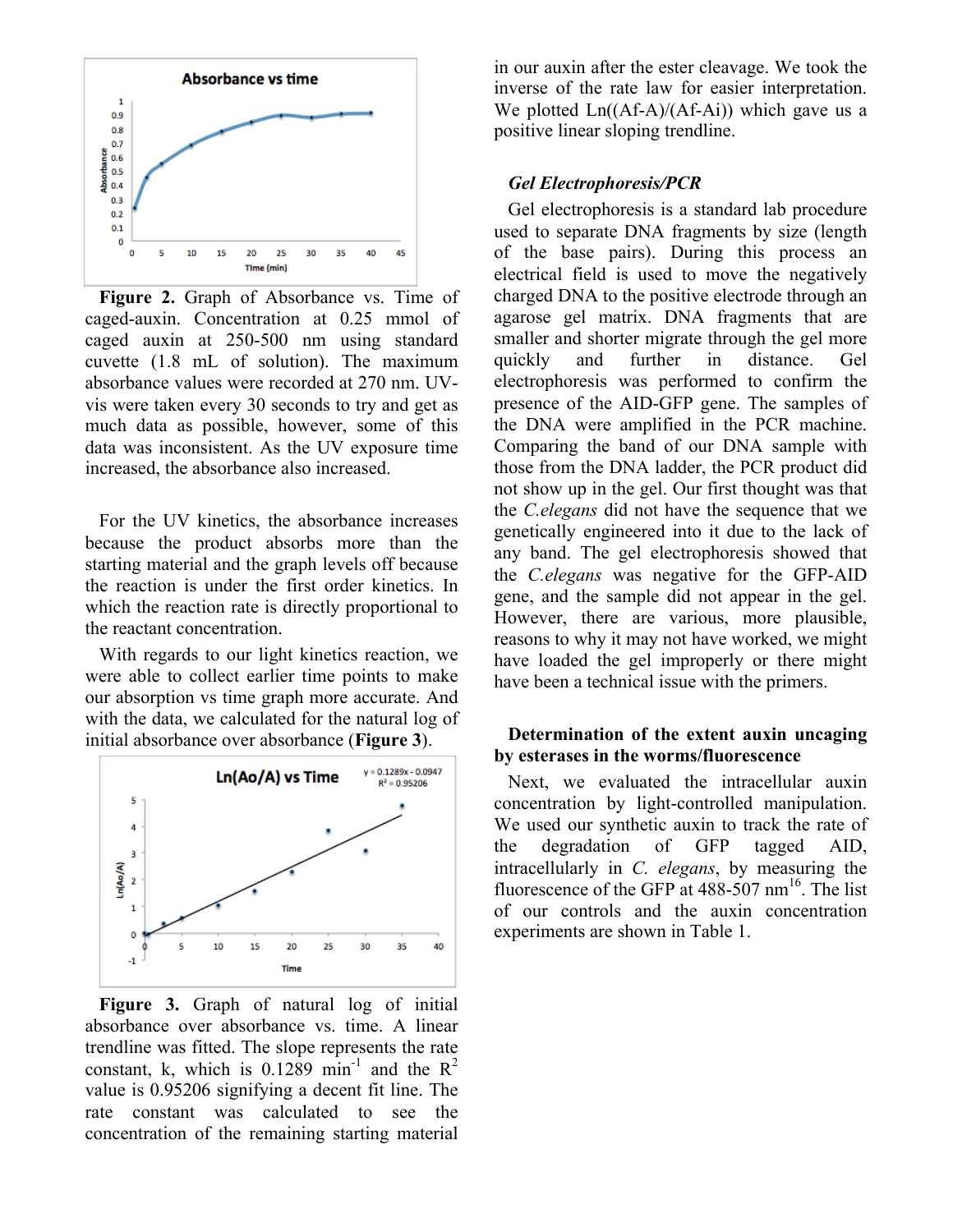**Figure 2.** Graph of Absorbance vs. Time of caged-auxin. Concentration at 0.25 mmol of caged auxin at 250-500 nm using standard cuvette (1.8 mL of solution). The maximum absorbance values were recorded at 270 nm. UV-vis were taken every 30 seconds to try and get as much data as possible, however, some of this data was inconsistent. As the UV exposure time increased, the absorbance also increased.

For the UV kinetics, the absorbance increases because the product absorbs more than the starting material and the graph levels off because the reaction is under the first order kinetics. In which the reaction rate is directly proportional to the reactant concentration.

With regards to our light kinetics reaction, we were able to collect earlier time points to make our absorption vs time graph more accurate. And with the data, we calculated for the natural log of initial absorbance over absorbance (**Figure 3**).

**Figure 3.** Graph of natural log of initial absorbance over absorbance vs. time. A linear trendline was fitted. The slope represents the rate constant, k, which is 0.1289 $min^{-1}$ and the $R^2$ value is 0.95206 signifying a decent fit line. The rate constant was calculated to see the concentration of the remaining starting material in our auxin after the ester cleavage. We took the inverse of the rate law for easier interpretation. We plotted Ln((Af-A)/(Af-Ai)) which gave us a positive linear sloping trendline.

### *Gel Electrophoresis/PCR*

Gel electrophoresis is a standard lab procedure used to separate DNA fragments by size (length of the base pairs). During this process an electrical field is used to move the negatively charged DNA to the positive electrode through an agarose gel matrix. DNA fragments that are smaller and shorter migrate through the gel more quickly and further in distance. Gel electrophoresis was performed to confirm the presence of the AID-GFP gene. The samples of the DNA were amplified in the PCR machine. Comparing the band of our DNA sample with those from the DNA ladder, the PCR product did not show up in the gel. Our first thought was that the *C.elegans* did not have the sequence that we genetically engineered into it due to the lack of any band. The gel electrophoresis showed that the *C.elegans* was negative for the GFP-AID gene, and the sample did not appear in the gel. However, there are various, more plausible, reasons to why it may not have worked, we might have loaded the gel improperly or there might have been a technical issue with the primers.

### Determination of the extent auxin uncaging by esterases in the worms/fluorescence

Next, we evaluated the intracellular auxin concentration by light-controlled manipulation. We used our synthetic auxin to track the rate of the degradation of GFP tagged AID, intracellularly in *C. elegans*, by measuring the fluorescence of the GFP at 488-507 nm[16]. The list of our controls and the auxin concentration experiments are shown in Table 1.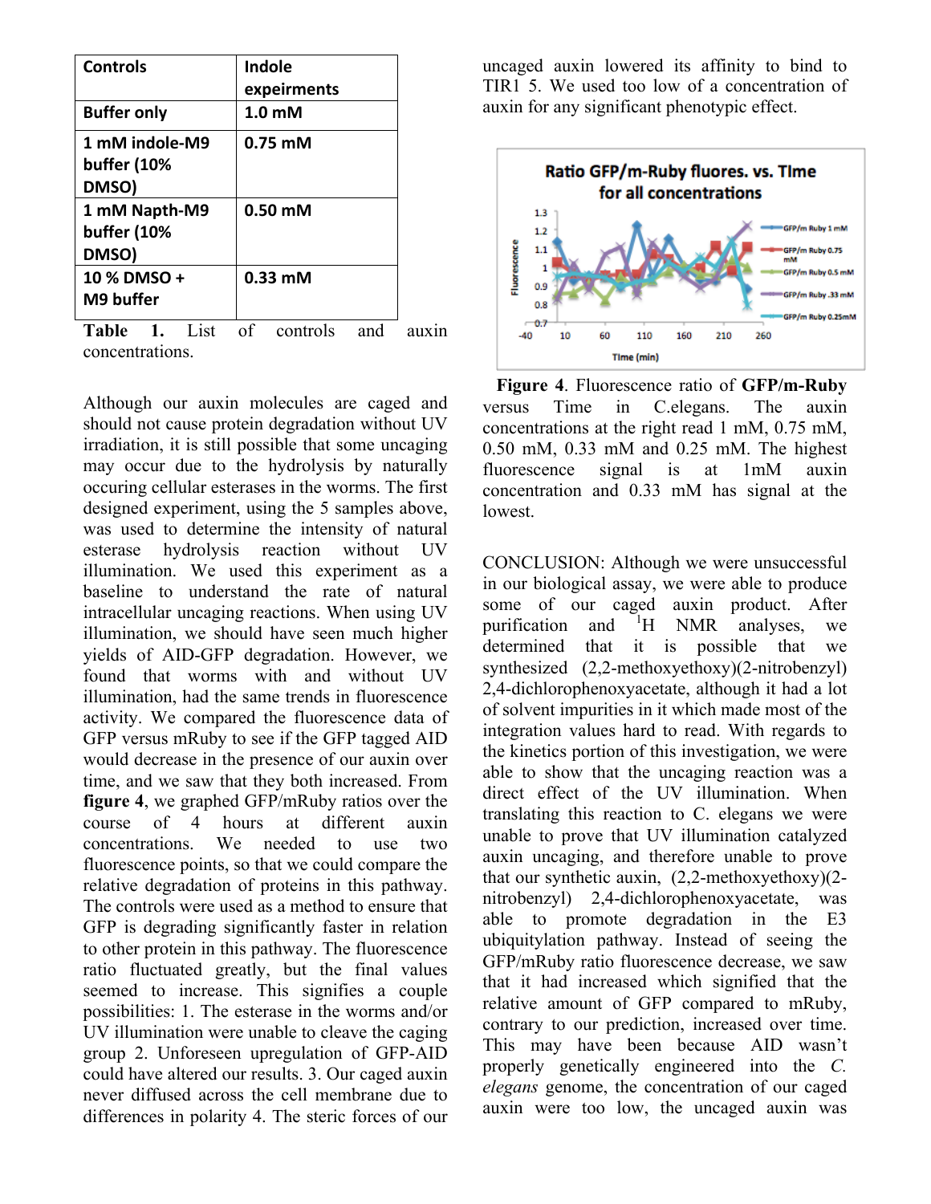| Controls | Indole experiments |
| --- | --- |
| Buffer only | 1.0 mM |
| 1 mM indole-M9 buffer (10% DMSO) | 0.75 mM |
| 1 mM Napth-M9 buffer (10% DMSO) | 0.50 mM |
| 10 % DMSO + M9 buffer | 0.33 mM |

**Table 1.** List of controls and auxin concentrations.

Although our auxin molecules are caged and should not cause protein degradation without UV irradiation, it is still possible that some uncaging may occur due to the hydrolysis by naturally occuring cellular esterases in the worms. The first designed experiment, using the 5 samples above, was used to determine the intensity of natural esterase hydrolysis reaction without UV illumination. We used this experiment as a baseline to understand the rate of natural intracellular uncaging reactions. When using UV illumination, we should have seen much higher yields of AID-GFP degradation. However, we found that worms with and without UV illumination, had the same trends in fluorescence activity. We compared the fluorescence data of GFP versus mRuby to see if the GFP tagged AID would decrease in the presence of our auxin over time, and we saw that they both increased. From **figure 4**, we graphed GFP/mRuby ratios over the course of 4 hours at different auxin concentrations. We needed to use two fluorescence points, so that we could compare the relative degradation of proteins in this pathway. The controls were used as a method to ensure that GFP is degrading significantly faster in relation to other protein in this pathway. The fluorescence ratio fluctuated greatly, but the final values seemed to increase. This signifies a couple possibilities: 1. The esterase in the worms and/or UV illumination were unable to cleave the caging group 2. Unforeseen upregulation of GFP-AID could have altered our results. 3. Our caged auxin never diffused across the cell membrane due to differences in polarity 4. The steric forces of our uncaged auxin lowered its affinity to bind to TIR1 5. We used too low of a concentration of auxin for any significant phenotypic effect.

**Figure 4**. Fluorescence ratio of **GFP/m-Ruby** versus Time in C.elegans. The auxin concentrations at the right read 1 mM, 0.75 mM, 0.50 mM, 0.33 mM and 0.25 mM. The highest fluorescence signal is at 1mM auxin concentration and 0.33 mM has signal at the lowest.

CONCLUSION: Although we were unsuccessful in our biological assay, we were able to produce some of our caged auxin product. After purification and $^{1}$H NMR analyses, we determined that it is possible that we synthesized (2,2-methoxyethoxy)(2-nitrobenzyl) 2,4-dichlorophenoxyacetate, although it had a lot of solvent impurities in it which made most of the integration values hard to read. With regards to the kinetics portion of this investigation, we were able to show that the uncaging reaction was a direct effect of the UV illumination. When translating this reaction to C. elegans we were unable to prove that UV illumination catalyzed auxin uncaging, and therefore unable to prove that our synthetic auxin, (2,2-methoxyethoxy)(2-nitrobenzyl) 2,4-dichlorophenoxyacetate, was able to promote degradation in the E3 ubiquitylation pathway. Instead of seeing the GFP/mRuby ratio fluorescence decrease, we saw that it had increased which signified that the relative amount of GFP compared to mRuby, contrary to our prediction, increased over time. This may have been because AID wasn't properly genetically engineered into the *C. elegans* genome, the concentration of our caged auxin were too low, the uncaged auxin was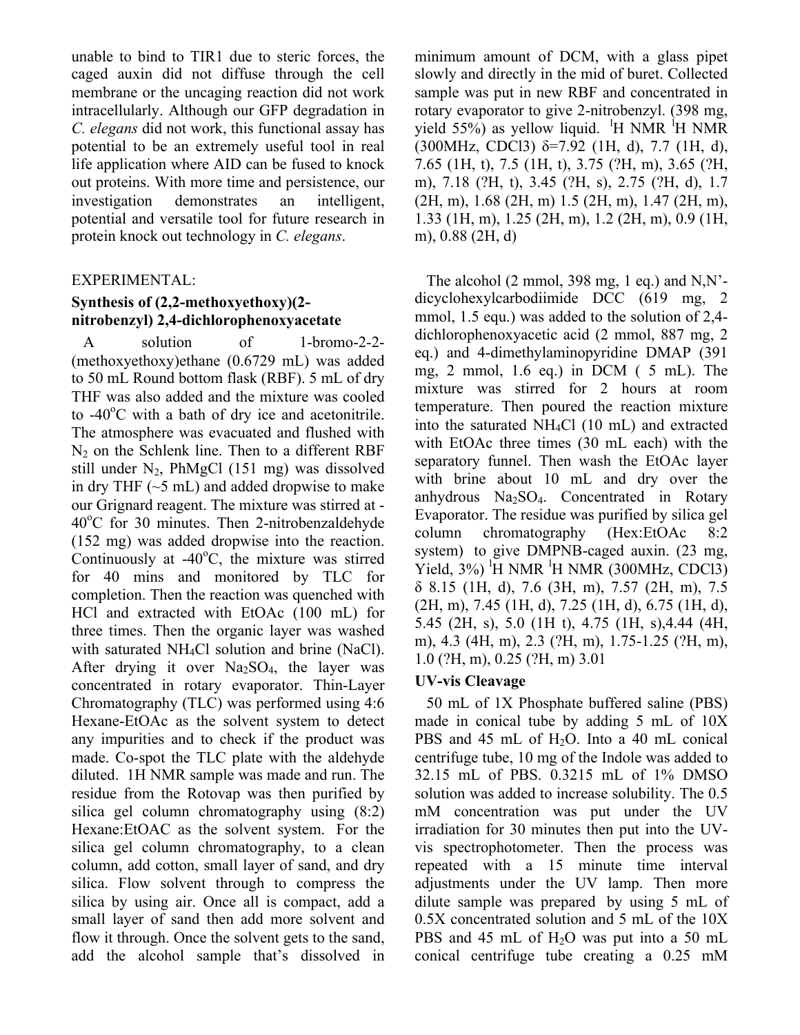unable to bind to TIR1 due to steric forces, the caged auxin did not diffuse through the cell membrane or the uncaging reaction did not work intracellularly. Although our GFP degradation in *C. elegans* did not work, this functional assay has potential to be an extremely useful tool in real life application where AID can be fused to knock out proteins. With more time and persistence, our investigation demonstrates an intelligent, potential and versatile tool for future research in protein knock out technology in *C. elegans*.

EXPERIMENTAL:

**Synthesis of (2,2-methoxyethoxy)(2-nitrobenzyl) 2,4-dichlorophenoxyacetate**

A solution of 1-bromo-2-2-(methoxyethoxy)ethane (0.6729 mL) was added to 50 mL Round bottom flask (RBF). 5 mL of dry THF was also added and the mixture was cooled to -40°C with a bath of dry ice and acetonitrile. The atmosphere was evacuated and flushed with $N_2$ on the Schlenk line. Then to a different RBF still under $N_2$, PhMgCl (151 mg) was dissolved in dry THF (~5 mL) and added dropwise to make our Grignard reagent. The mixture was stirred at -40°C for 30 minutes. Then 2-nitrobenzaldehyde (152 mg) was added dropwise into the reaction. Continuously at -40°C, the mixture was stirred for 40 mins and monitored by TLC for completion. Then the reaction was quenched with HCl and extracted with EtOAc (100 mL) for three times. Then the organic layer was washed with saturated $NH_4Cl$ solution and brine (NaCl). After drying it over $Na_2SO_4$, the layer was concentrated in rotary evaporator. Thin-Layer Chromatography (TLC) was performed using 4:6 Hexane-EtOAc as the solvent system to detect any impurities and to check if the product was made. Co-spot the TLC plate with the aldehyde diluted. 1H NMR sample was made and run. The residue from the Rotovap was then purified by silica gel column chromatography using (8:2) Hexane:EtOAC as the solvent system. For the silica gel column chromatography, to a clean column, add cotton, small layer of sand, and dry silica. Flow solvent through to compress the silica by using air. Once all is compact, add a small layer of sand then add more solvent and flow it through. Once the solvent gets to the sand, add the alcohol sample that's dissolved in minimum amount of DCM, with a glass pipet slowly and directly in the mid of buret. Collected sample was put in new RBF and concentrated in rotary evaporator to give 2-nitrobenzyl. (398 mg, yield 55%) as yellow liquid. $^1$H NMR $^1$H NMR (300MHz, CDCl3) δ=7.92 (1H, d), 7.7 (1H, d), 7.65 (1H, t), 7.5 (1H, t), 3.75 (?H, m), 3.65 (?H, m), 7.18 (?H, t), 3.45 (?H, s), 2.75 (?H, d), 1.7 (2H, m), 1.68 (2H, m) 1.5 (2H, m), 1.47 (2H, m), 1.33 (1H, m), 1.25 (2H, m), 1.2 (2H, m), 0.9 (1H, m), 0.88 (2H, d)

The alcohol (2 mmol, 398 mg, 1 eq.) and N,N'-dicyclohexylcarbodiimide DCC (619 mg, 2 mmol, 1.5 equ.) was added to the solution of 2,4-dichlorophenoxyacetic acid (2 mmol, 887 mg, 2 eq.) and 4-dimethylaminopyridine DMAP (391 mg, 2 mmol, 1.6 eq.) in DCM ( 5 mL). The mixture was stirred for 2 hours at room temperature. Then poured the reaction mixture into the saturated $NH_4Cl$ (10 mL) and extracted with EtOAc three times (30 mL each) with the separatory funnel. Then wash the EtOAc layer with brine about 10 mL and dry over the anhydrous $Na_2SO_4$. Concentrated in Rotary Evaporator. The residue was purified by silica gel column chromatography (Hex:EtOAc 8:2 system) to give DMPNB-caged auxin. (23 mg, Yield, 3%) $^1$H NMR $^1$H NMR (300MHz, CDCl3) δ 8.15 (1H, d), 7.6 (3H, m), 7.57 (2H, m), 7.5 (2H, m), 7.45 (1H, d), 7.25 (1H, d), 6.75 (1H, d), 5.45 (2H, s), 5.0 (1H t), 4.75 (1H, s),4.44 (4H, m), 4.3 (4H, m), 2.3 (?H, m), 1.75-1.25 (?H, m), 1.0 (?H, m), 0.25 (?H, m) 3.01

**UV-vis Cleavage**

50 mL of 1X Phosphate buffered saline (PBS) made in conical tube by adding 5 mL of 10X PBS and 45 mL of $H_2O$. Into a 40 mL conical centrifuge tube, 10 mg of the Indole was added to 32.15 mL of PBS. 0.3215 mL of 1% DMSO solution was added to increase solubility. The 0.5 mM concentration was put under the UV irradiation for 30 minutes then put into the UV-vis spectrophotometer. Then the process was repeated with a 15 minute time interval adjustments under the UV lamp. Then more dilute sample was prepared by using 5 mL of 0.5X concentrated solution and 5 mL of the 10X PBS and 45 mL of $H_2O$ was put into a 50 mL conical centrifuge tube creating a 0.25 mM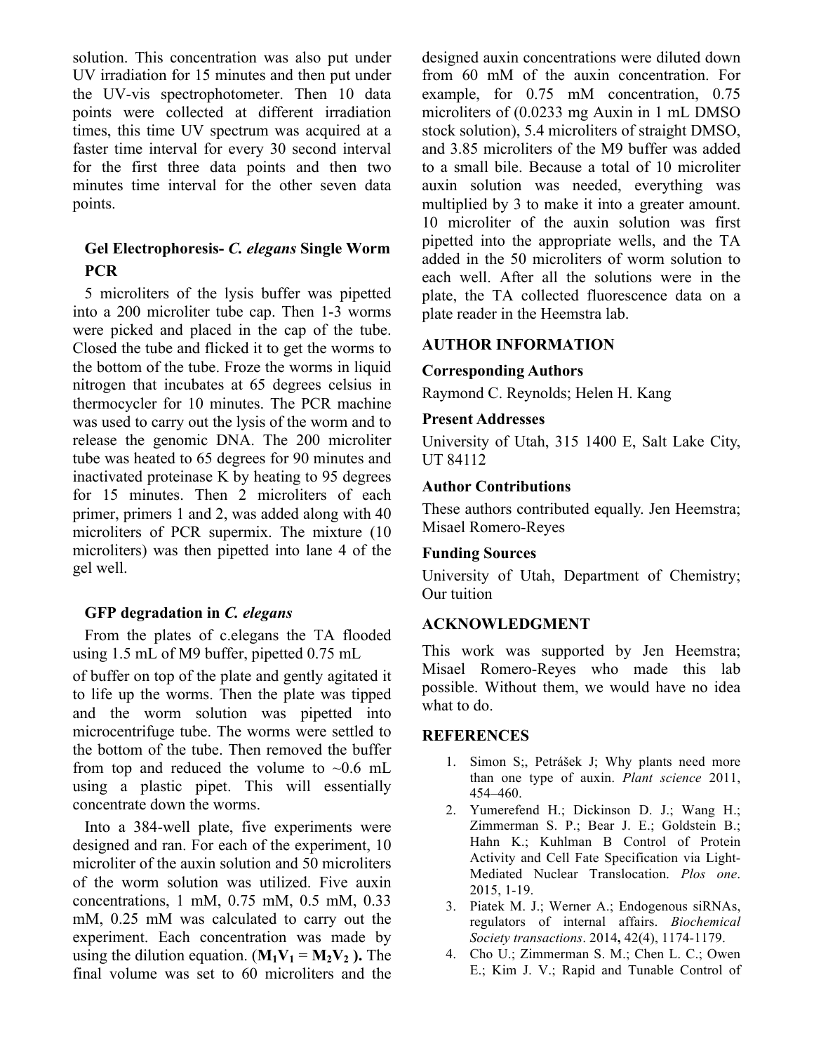solution. This concentration was also put under UV irradiation for 15 minutes and then put under the UV-vis spectrophotometer. Then 10 data points were collected at different irradiation times, this time UV spectrum was acquired at a faster time interval for every 30 second interval for the first three data points and then two minutes time interval for the other seven data points.

### Gel Electrophoresis- *C. elegans* Single Worm PCR

5 microliters of the lysis buffer was pipetted into a 200 microliter tube cap. Then 1-3 worms were picked and placed in the cap of the tube. Closed the tube and flicked it to get the worms to the bottom of the tube. Froze the worms in liquid nitrogen that incubates at 65 degrees celsius in thermocycler for 10 minutes. The PCR machine was used to carry out the lysis of the worm and to release the genomic DNA. The 200 microliter tube was heated to 65 degrees for 90 minutes and inactivated proteinase K by heating to 95 degrees for 15 minutes. Then 2 microliters of each primer, primers 1 and 2, was added along with 40 microliters of PCR supermix. The mixture (10 microliters) was then pipetted into lane 4 of the gel well.

### GFP degradation in *C. elegans*

From the plates of c.elegans the TA flooded using 1.5 mL of M9 buffer, pipetted 0.75 mL of buffer on top of the plate and gently agitated it to life up the worms. Then the plate was tipped and the worm solution was pipetted into microcentrifuge tube. The worms were settled to the bottom of the tube. Then removed the buffer from top and reduced the volume to ~0.6 mL using a plastic pipet. This will essentially concentrate down the worms.

Into a 384-well plate, five experiments were designed and ran. For each of the experiment, 10 microliter of the auxin solution and 50 microliters of the worm solution was utilized. Five auxin concentrations, 1 mM, 0.75 mM, 0.5 mM, 0.33 mM, 0.25 mM was calculated to carry out the experiment. Each concentration was made by using the dilution equation. ($\mathbf{M_1V_1 = M_2V_2}$ **).** The final volume was set to 60 microliters and the designed auxin concentrations were diluted down from 60 mM of the auxin concentration. For example, for 0.75 mM concentration, 0.75 microliters of (0.0233 mg Auxin in 1 mL DMSO stock solution), 5.4 microliters of straight DMSO, and 3.85 microliters of the M9 buffer was added to a small bile. Because a total of 10 microliter auxin solution was needed, everything was multiplied by 3 to make it into a greater amount. 10 microliter of the auxin solution was first pipetted into the appropriate wells, and the TA added in the 50 microliters of worm solution to each well. After all the solutions were in the plate, the TA collected fluorescence data on a plate reader in the Heemstra lab.

## AUTHOR INFORMATION

### Corresponding Authors

Raymond C. Reynolds; Helen H. Kang

### Present Addresses

University of Utah, 315 1400 E, Salt Lake City, UT 84112

### Author Contributions

These authors contributed equally. Jen Heemstra; Misael Romero-Reyes

### Funding Sources

University of Utah, Department of Chemistry; Our tuition

## ACKNOWLEDGMENT

This work was supported by Jen Heemstra; Misael Romero-Reyes who made this lab possible. Without them, we would have no idea what to do.

## REFERENCES

1. Simon S;, Petrášek J; Why plants need more than one type of auxin. *Plant science* 2011, 454–460.
2. Yumerefend H.; Dickinson D. J.; Wang H.; Zimmerman S. P.; Bear J. E.; Goldstein B.; Hahn K.; Kuhlman B Control of Protein Activity and Cell Fate Specification via Light-Mediated Nuclear Translocation. *Plos one*. 2015, 1-19.
3. Piatek M. J.; Werner A.; Endogenous siRNAs, regulators of internal affairs. *Biochemical Society transactions*. 2014**,** 42(4), 1174-1179.
4. Cho U.; Zimmerman S. M.; Chen L. C.; Owen E.; Kim J. V.; Rapid and Tunable Control of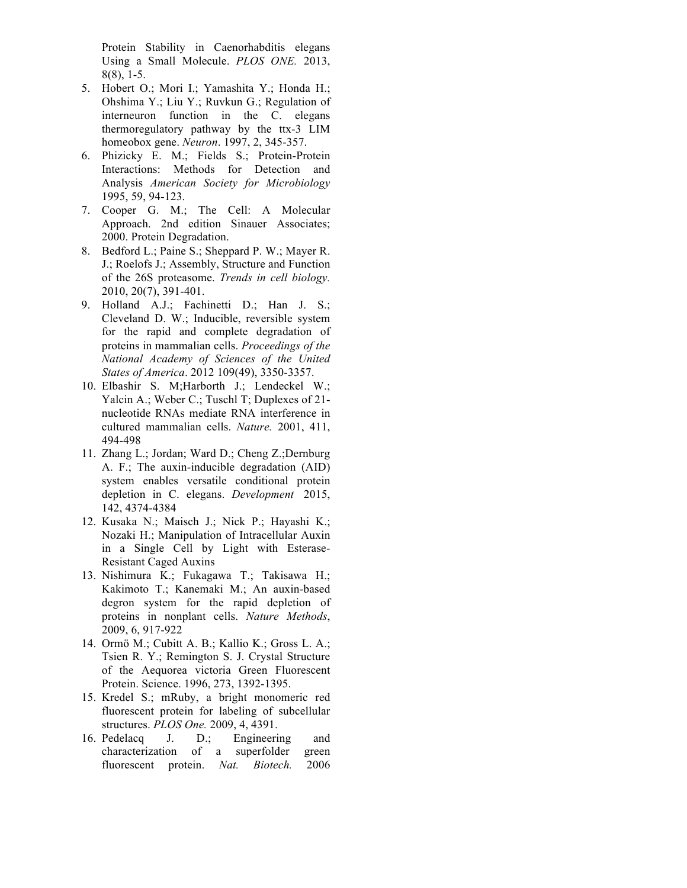Protein Stability in Caenorhabditis elegans Using a Small Molecule. *PLOS ONE.* 2013, 8(8), 1-5.

5. Hobert O.; Mori I.; Yamashita Y.; Honda H.; Ohshima Y.; Liu Y.; Ruvkun G.; Regulation of interneuron function in the C. elegans thermoregulatory pathway by the ttx-3 LIM homeobox gene. *Neuron*. 1997, 2, 345-357.
6. Phizicky E. M.; Fields S.; Protein-Protein Interactions: Methods for Detection and Analysis *American Society for Microbiology* 1995, 59, 94-123.
7. Cooper G. M.; The Cell: A Molecular Approach. 2nd edition Sinauer Associates; 2000. Protein Degradation.
8. Bedford L.; Paine S.; Sheppard P. W.; Mayer R. J.; Roelofs J.; Assembly, Structure and Function of the 26S proteasome. *Trends in cell biology.* 2010, 20(7), 391-401.
9. Holland A.J.; Fachinetti D.; Han J. S.; Cleveland D. W.; Inducible, reversible system for the rapid and complete degradation of proteins in mammalian cells. *Proceedings of the National Academy of Sciences of the United States of America*. 2012 109(49), 3350-3357.
10. Elbashir S. M;Harborth J.; Lendeckel W.; Yalcin A.; Weber C.; Tuschl T; Duplexes of 21-nucleotide RNAs mediate RNA interference in cultured mammalian cells. *Nature.* 2001, 411, 494-498
11. Zhang L.; Jordan; Ward D.; Cheng Z.;Dernburg A. F.; The auxin-inducible degradation (AID) system enables versatile conditional protein depletion in C. elegans. *Development* 2015, 142, 4374-4384
12. Kusaka N.; Maisch J.; Nick P.; Hayashi K.; Nozaki H.; Manipulation of Intracellular Auxin in a Single Cell by Light with Esterase-Resistant Caged Auxins
13. Nishimura K.; Fukagawa T.; Takisawa H.; Kakimoto T.; Kanemaki M.; An auxin-based degron system for the rapid depletion of proteins in nonplant cells. *Nature Methods*, 2009, 6, 917-922
14. Ormö M.; Cubitt A. B.; Kallio K.; Gross L. A.; Tsien R. Y.; Remington S. J. Crystal Structure of the Aequorea victoria Green Fluorescent Protein. Science. 1996, 273, 1392-1395.
15. Kredel S.; mRuby, a bright monomeric red fluorescent protein for labeling of subcellular structures. *PLOS One.* 2009, 4, 4391.
16. Pedelacq J. D.; Engineering and characterization of a superfolder green fluorescent protein. *Nat. Biotech.* 2006